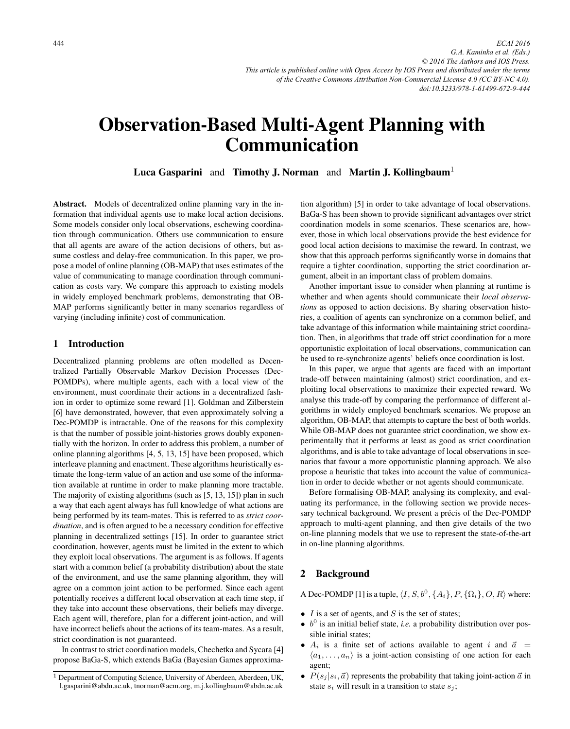# Observation-Based Multi-Agent Planning with Communication

**Luca Gasparini** and **Timothy J. Norman** and **Martin J. Kollingbaum**[1]

**Abstract.** Models of decentralized online planning vary in the information that individual agents use to make local action decisions. Some models consider only local observations, eschewing coordination through communication. Others use communication to ensure that all agents are aware of the action decisions of others, but assume costless and delay-free communication. In this paper, we propose a model of online planning (OB-MAP) that uses estimates of the value of communicating to manage coordination through communication as costs vary. We compare this approach to existing models in widely employed benchmark problems, demonstrating that OB-MAP performs significantly better in many scenarios regardless of varying (including infinite) cost of communication.

## 1 Introduction

Decentralized planning problems are often modelled as Decentralized Partially Observable Markov Decision Processes (Dec-POMDPs), where multiple agents, each with a local view of the environment, must coordinate their actions in a decentralized fashion in order to optimize some reward [1]. Goldman and Zilberstein [6] have demonstrated, however, that even approximately solving a Dec-POMDP is intractable. One of the reasons for this complexity is that the number of possible joint-histories grows doubly exponentially with the horizon. In order to address this problem, a number of online planning algorithms [4, 5, 13, 15] have been proposed, which interleave planning and enactment. These algorithms heuristically estimate the long-term value of an action and use some of the information available at runtime in order to make planning more tractable. The majority of existing algorithms (such as [5, 13, 15]) plan in such a way that each agent always has full knowledge of what actions are being performed by its team-mates. This is referred to as *strict coordination*, and is often argued to be a necessary condition for effective planning in decentralized settings [15]. In order to guarantee strict coordination, however, agents must be limited in the extent to which they exploit local observations. The argument is as follows. If agents start with a common belief (a probability distribution) about the state of the environment, and use the same planning algorithm, they will agree on a common joint action to be performed. Since each agent potentially receives a different local observation at each time step, if they take into account these observations, their beliefs may diverge. Each agent will, therefore, plan for a different joint-action, and will have incorrect beliefs about the actions of its team-mates. As a result, strict coordination is not guaranteed.

In contrast to strict coordination models, Chechetka and Sycara [4] propose BaGa-S, which extends BaGa (Bayesian Games approximation algorithm) [5] in order to take advantage of local observations. BaGa-S has been shown to provide significant advantages over strict coordination models in some scenarios. These scenarios are, however, those in which local observations provide the best evidence for good local action decisions to maximise the reward. In contrast, we show that this approach performs significantly worse in domains that require a tighter coordination, supporting the strict coordination argument, albeit in an important class of problem domains.

Another important issue to consider when planning at runtime is whether and when agents should communicate their *local observations* as opposed to action decisions. By sharing observation histories, a coalition of agents can synchronize on a common belief, and take advantage of this information while maintaining strict coordination. Then, in algorithms that trade off strict coordination for a more opportunistic exploitation of local observations, communication can be used to re-synchronize agents' beliefs once coordination is lost.

In this paper, we argue that agents are faced with an important trade-off between maintaining (almost) strict coordination, and exploiting local observations to maximize their expected reward. We analyse this trade-off by comparing the performance of different algorithms in widely employed benchmark scenarios. We propose an algorithm, OB-MAP, that attempts to capture the best of both worlds. While OB-MAP does not guarantee strict coordination, we show experimentally that it performs at least as good as strict coordination algorithms, and is able to take advantage of local observations in scenarios that favour a more opportunistic planning approach. We also propose a heuristic that takes into account the value of communication in order to decide whether or not agents should communicate.

Before formalising OB-MAP, analysing its complexity, and evaluating its performance, in the following section we provide necessary technical background. We present a précis of the Dec-POMDP approach to multi-agent planning, and then give details of the two on-line planning models that we use to represent the state-of-the-art in on-line planning algorithms.

## 2 Background

A Dec-POMDP [1] is a tuple, $\langle I, S, b^0, \{A_i\}, P, \{\Omega_i\}, O, R\rangle$ where:

- $I$ is a set of agents, and $S$ is the set of states;
- $b^0$ is an initial belief state, *i.e.* a probability distribution over possible initial states;
- $A_i$ is a finite set of actions available to agent $i$ and $\vec{a} = \langle a_1, \ldots, a_n\rangle$ is a joint-action consisting of one action for each agent;
- $P(s_j|s_i, \vec{a})$ represents the probability that taking joint-action $\vec{a}$ in state $s_i$ will result in a transition to state $s_j$;

[1] Department of Computing Science, University of Aberdeen, Aberdeen, UK, l.gasparini@abdn.ac.uk, tnorman@acm.org, m.j.kollingbaum@abdn.ac.uk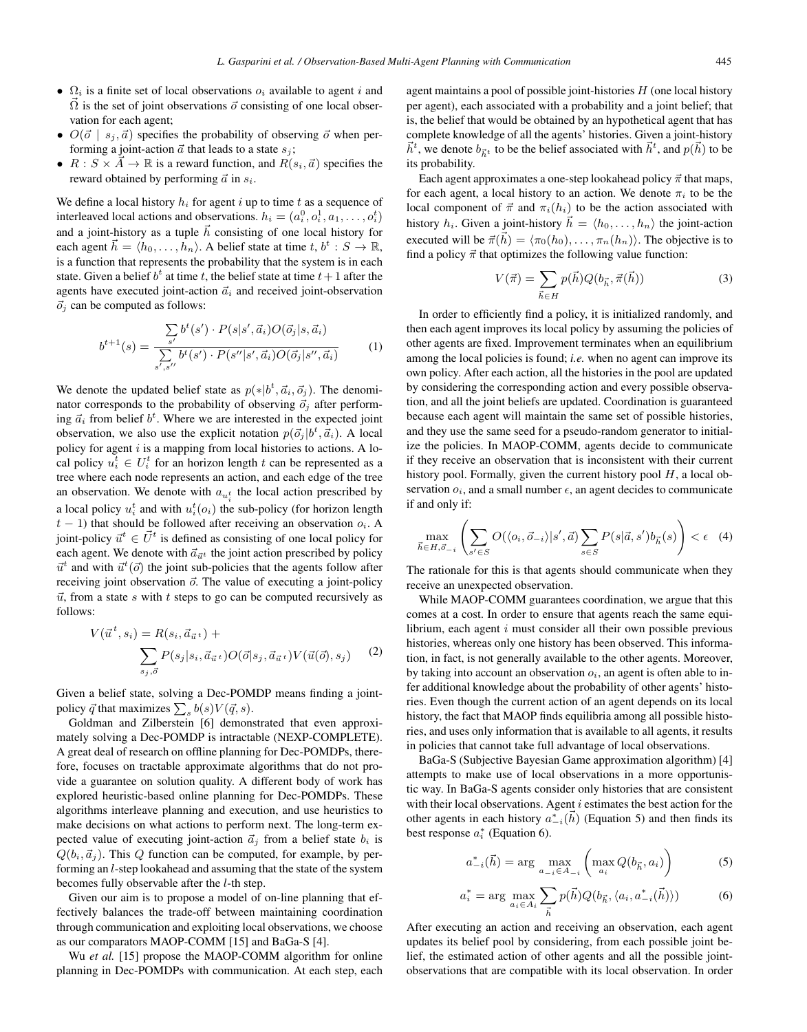- $\Omega_i$ is a finite set of local observations $o_i$ available to agent $i$ and $\vec{\Omega}$ is the set of joint observations $\vec{o}$ consisting of one local observation for each agent;
- $O(\vec{o} \mid s_j, \vec{a})$ specifies the probability of observing $\vec{o}$ when performing a joint-action $\vec{a}$ that leads to a state $s_j$;
- $R : S \times \vec{A} \to \mathbb{R}$ is a reward function, and $R(s_i, \vec{a})$ specifies the reward obtained by performing $\vec{a}$ in $s_i$.

We define a local history $h_i$ for agent $i$ up to time $t$ as a sequence of interleaved local actions and observations. $h_i = (a_i^0, o_i^1, a_1, \ldots, o_i^t)$ and a joint-history as a tuple $\vec{h}$ consisting of one local history for each agent $\vec{h} = \langle h_0, \ldots, h_n \rangle$. A belief state at time $t$, $b^t : S \to \mathbb{R}$, is a function that represents the probability that the system is in each state. Given a belief $b^t$ at time $t$, the belief state at time $t+1$ after the agents have executed joint-action $\vec{a}_i$ and received joint-observation $\vec{o}_j$ can be computed as follows:

$$b^{t+1}(s) = \frac{\sum_{s'} b^t(s') \cdot P(s|s', \vec{a}_i) O(\vec{o}_j | s, \vec{a}_i)}{\sum_{s', s''} b^t(s') \cdot P(s''|s', \vec{a}_i) O(\vec{o}_j | s'', \vec{a}_i)} \quad (1)$$

We denote the updated belief state as $p(*|b^t, \vec{a}_i, \vec{o}_j)$. The denominator corresponds to the probability of observing $\vec{o}_j$ after performing $\vec{a}_i$ from belief $b^t$. Where we are interested in the expected joint observation, we also use the explicit notation $p(\vec{o}_j | b^t, \vec{a}_i)$. A local policy for agent $i$ is a mapping from local histories to actions. A local policy $u_i^t \in U_i^t$ for an horizon length $t$ can be represented as a tree where each node represents an action, and each edge of the tree an observation. We denote with $a_{u_i^t}$ the local action prescribed by a local policy $u_i^t$ and with $u_i^t(o_i)$ the sub-policy (for horizon length $t-1$) that should be followed after receiving an observation $o_i$. A joint-policy $\vec{u}^t \in \vec{U}^t$ is defined as consisting of one local policy for each agent. We denote with $\vec{a}_{\vec{u}^t}$ the joint action prescribed by policy $\vec{u}^t$ and with $\vec{u}^t(\vec{o})$ the joint sub-policies that the agents follow after receiving joint observation $\vec{o}$. The value of executing a joint-policy $\vec{u}$, from a state $s$ with $t$ steps to go can be computed recursively as follows:

$$V(\vec{u}^t, s_i) = R(s_i, \vec{a}_{\vec{u}^t}) + \sum_{s_j, \vec{o}} P(s_j | s_i, \vec{a}_{\vec{u}^t}) O(\vec{o} | s_j, \vec{a}_{\vec{u}^t}) V(\vec{u}(\vec{o}), s_j) \quad (2)$$

Given a belief state, solving a Dec-POMDP means finding a joint-policy $\vec{q}$ that maximizes $\sum_s b(s) V(\vec{q}, s)$.

Goldman and Zilberstein [6] demonstrated that even approximately solving a Dec-POMDP is intractable (NEXP-COMPLETE). A great deal of research on offline planning for Dec-POMDPs, therefore, focuses on tractable approximate algorithms that do not provide a guarantee on solution quality. A different body of work has explored heuristic-based online planning for Dec-POMDPs. These algorithms interleave planning and execution, and use heuristics to make decisions on what actions to perform next. The long-term expected value of executing joint-action $\vec{a}_j$ from a belief state $b_i$ is $Q(b_i, \vec{a}_j)$. This $Q$ function can be computed, for example, by performing an $l$-step lookahead and assuming that the state of the system becomes fully observable after the $l$-th step.

Given our aim is to propose a model of on-line planning that effectively balances the trade-off between maintaining coordination through communication and exploiting local observations, we choose as our comparators MAOP-COMM [15] and BaGa-S [4].

Wu *et al.* [15] propose the MAOP-COMM algorithm for online planning in Dec-POMDPs with communication. At each step, each agent maintains a pool of possible joint-histories $H$ (one local history per agent), each associated with a probability and a joint belief; that is, the belief that would be obtained by an hypothetical agent that has complete knowledge of all the agents' histories. Given a joint-history $\vec{h}^t$, we denote $b_{\vec{h}^t}$ to be the belief associated with $\vec{h}^t$, and $p(\vec{h})$ to be its probability.

Each agent approximates a one-step lookahead policy $\vec{\pi}$ that maps, for each agent, a local history to an action. We denote $\pi_i$ to be the local component of $\vec{\pi}$ and $\pi_i(h_i)$ to be the action associated with history $h_i$. Given a joint-history $\vec{h} = \langle h_0, \ldots, h_n \rangle$ the joint-action executed will be $\vec{\pi}(\vec{h}) = \langle \pi_0(h_0), \ldots, \pi_n(h_n) \rangle$. The objective is to find a policy $\vec{\pi}$ that optimizes the following value function:

$$V(\vec{\pi}) = \sum_{\vec{h} \in H} p(\vec{h}) Q(b_{\vec{h}}, \vec{\pi}(\vec{h})) \quad (3)$$

In order to efficiently find a policy, it is initialized randomly, and then each agent improves its local policy by assuming the policies of other agents are fixed. Improvement terminates when an equilibrium among the local policies is found; *i.e.* when no agent can improve its own policy. After each action, all the histories in the pool are updated by considering the corresponding action and every possible observation, and all the joint beliefs are updated. Coordination is guaranteed because each agent will maintain the same set of possible histories, and they use the same seed for a pseudo-random generator to initialize the policies. In MAOP-COMM, agents decide to communicate if they receive an observation that is inconsistent with their current history pool. Formally, given the current history pool $H$, a local observation $o_i$, and a small number $\epsilon$, an agent decides to communicate if and only if:

$$\max_{\vec{h} \in H, \vec{o}_{-i}} \left( \sum_{s' \in S} O(\langle o_i, \vec{o}_{-i} \rangle | s', \vec{a}) \sum_{s \in S} P(s | \vec{a}, s') b_{\vec{h}}(s) \right) < \epsilon \quad (4)$$

The rationale for this is that agents should communicate when they receive an unexpected observation.

While MAOP-COMM guarantees coordination, we argue that this comes at a cost. In order to ensure that agents reach the same equilibrium, each agent $i$ must consider all their own possible previous histories, whereas only one history has been observed. This information, in fact, is not generally available to the other agents. Moreover, by taking into account an observation $o_i$, an agent is often able to infer additional knowledge about the probability of other agents' histories. Even though the current action of an agent depends on its local history, the fact that MAOP finds equilibria among all possible histories, and uses only information that is available to all agents, it results in policies that cannot take full advantage of local observations.

BaGa-S (Subjective Bayesian Game approximation algorithm) [4] attempts to make use of local observations in a more opportunistic way. In BaGa-S agents consider only histories that are consistent with their local observations. Agent $i$ estimates the best action for the other agents in each history $a_{-i}^*(\vec{h})$ (Equation 5) and then finds its best response $a_i^*$ (Equation 6).

$$a_{-i}^*(\vec{h}) = \arg \max_{a_{-i} \in A_{-i}} \left( \max_{a_i} Q(b_{\vec{h}}, a_i) \right) \quad (5)$$

$$a_i^* = \arg \max_{a_i \in A_i} \sum_{\vec{h}} p(\vec{h}) Q(b_{\vec{h}}, \langle a_i, a_{-i}^*(\vec{h}) \rangle) \quad (6)$$

After executing an action and receiving an observation, each agent updates its belief pool by considering, from each possible joint belief, the estimated action of other agents and all the possible joint-observations that are compatible with its local observation. In order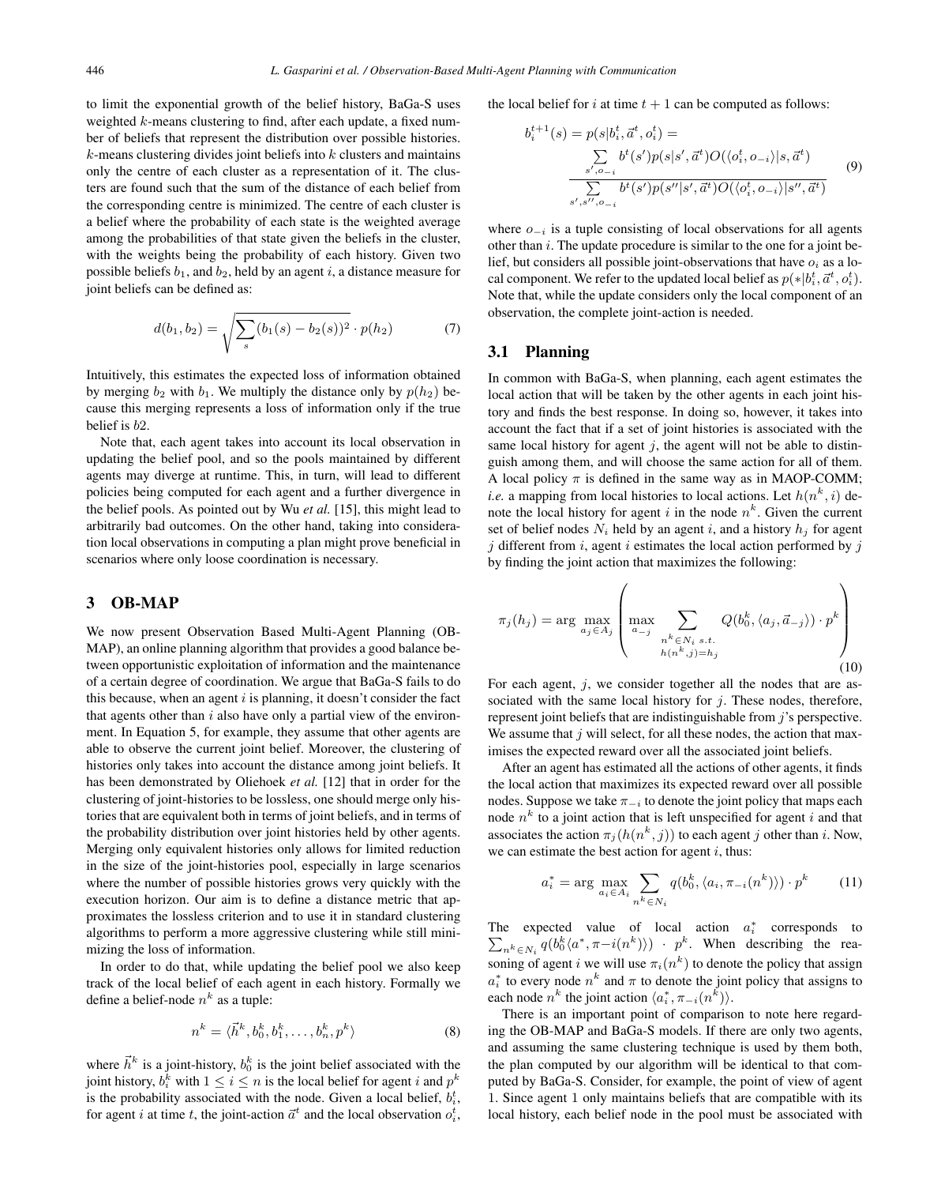to limit the exponential growth of the belief history, BaGa-S uses weighted $k$-means clustering to find, after each update, a fixed number of beliefs that represent the distribution over possible histories. $k$-means clustering divides joint beliefs into $k$ clusters and maintains only the centre of each cluster as a representation of it. The clusters are found such that the sum of the distance of each belief from the corresponding centre is minimized. The centre of each cluster is a belief where the probability of each state is the weighted average among the probabilities of that state given the beliefs in the cluster, with the weights being the probability of each history. Given two possible beliefs $b_1$, and $b_2$, held by an agent $i$, a distance measure for joint beliefs can be defined as:

$$d(b_1, b_2) = \sqrt{\sum_s (b_1(s) - b_2(s))^2} \cdot p(h_2) \tag{7}$$

Intuitively, this estimates the expected loss of information obtained by merging $b_2$ with $b_1$. We multiply the distance only by $p(h_2)$ because this merging represents a loss of information only if the true belief is $b2$.

Note that, each agent takes into account its local observation in updating the belief pool, and so the pools maintained by different agents may diverge at runtime. This, in turn, will lead to different policies being computed for each agent and a further divergence in the belief pools. As pointed out by Wu *et al.* [15], this might lead to arbitrarily bad outcomes. On the other hand, taking into consideration local observations in computing a plan might prove beneficial in scenarios where only loose coordination is necessary.

## 3 OB-MAP

We now present Observation Based Multi-Agent Planning (OB-MAP), an online planning algorithm that provides a good balance between opportunistic exploitation of information and the maintenance of a certain degree of coordination. We argue that BaGa-S fails to do this because, when an agent $i$ is planning, it doesn't consider the fact that agents other than $i$ also have only a partial view of the environment. In Equation 5, for example, they assume that other agents are able to observe the current joint belief. Moreover, the clustering of histories only takes into account the distance among joint beliefs. It has been demonstrated by Oliehoek *et al.* [12] that in order for the clustering of joint-histories to be lossless, one should merge only histories that are equivalent both in terms of joint beliefs, and in terms of the probability distribution over joint histories held by other agents. Merging only equivalent histories only allows for limited reduction in the size of the joint-histories pool, especially in large scenarios where the number of possible histories grows very quickly with the execution horizon. Our aim is to define a distance metric that approximates the lossless criterion and to use it in standard clustering algorithms to perform a more aggressive clustering while still minimizing the loss of information.

In order to do that, while updating the belief pool we also keep track of the local belief of each agent in each history. Formally we define a belief-node $n^k$ as a tuple:

$$n^k = \langle \vec{h}^k, b_0^k, b_1^k, \ldots, b_n^k, p^k \rangle \tag{8}$$

where $\vec{h}^k$ is a joint-history, $b_0^k$ is the joint belief associated with the joint history, $b_i^k$ with $1 \leq i \leq n$ is the local belief for agent $i$ and $p^k$ is the probability associated with the node. Given a local belief, $b_i^t$, for agent $i$ at time $t$, the joint-action $\vec{a}^t$ and the local observation $o_i^t$, the local belief for $i$ at time $t+1$ can be computed as follows:

$$b_i^{t+1}(s) = p(s|b_i^t, \vec{a}^t, o_i^t) = \frac{\sum\limits_{s', o_{-i}} b^t(s') p(s|s', \vec{a}^t) O(\langle o_i^t, o_{-i} \rangle | s, \vec{a}^t)}{\sum\limits_{s', s'', o_{-i}} b^t(s') p(s''|s', \vec{a}^t) O(\langle o_i^t, o_{-i} \rangle | s'', \vec{a}^t)} \tag{9}$$

where $o_{-i}$ is a tuple consisting of local observations for all agents other than $i$. The update procedure is similar to the one for a joint belief, but considers all possible joint-observations that have $o_i$ as a local component. We refer to the updated local belief as $p(*|b_i^t, \vec{a}^t, o_i^t)$. Note that, while the update considers only the local component of an observation, the complete joint-action is needed.

### 3.1 Planning

In common with BaGa-S, when planning, each agent estimates the local action that will be taken by the other agents in each joint history and finds the best response. In doing so, however, it takes into account the fact that if a set of joint histories is associated with the same local history for agent $j$, the agent will not be able to distinguish among them, and will choose the same action for all of them. A local policy $\pi$ is defined in the same way as in MAOP-COMM; *i.e.* a mapping from local histories to local actions. Let $h(n^k, i)$ denote the local history for agent $i$ in the node $n^k$. Given the current set of belief nodes $N_i$ held by an agent $i$, and a history $h_j$ for agent $j$ different from $i$, agent $i$ estimates the local action performed by $j$ by finding the joint action that maximizes the following:

$$\pi_j(h_j) = \arg\max_{a_j \in A_j} \left( \max_{a_{-j}} \sum_{\substack{n^k \in N_i \ s.t. \\ h(n^k, j) = h_j}} Q(b_0^k, \langle a_j, \vec{a}_{-j} \rangle) \cdot p^k \right) \tag{10}$$

For each agent, $j$, we consider together all the nodes that are associated with the same local history for $j$. These nodes, therefore, represent joint beliefs that are indistinguishable from $j$'s perspective. We assume that $j$ will select, for all these nodes, the action that maximises the expected reward over all the associated joint beliefs.

After an agent has estimated all the actions of other agents, it finds the local action that maximizes its expected reward over all possible nodes. Suppose we take $\pi_{-i}$ to denote the joint policy that maps each node $n^k$ to a joint action that is left unspecified for agent $i$ and that associates the action $\pi_j(h(n^k, j))$ to each agent $j$ other than $i$. Now, we can estimate the best action for agent $i$, thus:

$$a_i^* = \arg\max_{a_i \in A_i} \sum_{n^k \in N_i} q(b_0^k, \langle a_i, \pi_{-i}(n^k) \rangle) \cdot p^k \tag{11}$$

The expected value of local action $a_i^*$ corresponds to $\sum_{n^k \in N_i} q(b_0^k \langle a^*, \pi{-}i(n^k) \rangle) \cdot p^k$. When describing the reasoning of agent $i$ we will use $\pi_i(n^k)$ to denote the policy that assign $a_i^*$ to every node $n^k$ and $\pi$ to denote the joint policy that assigns to each node $n^k$ the joint action $\langle a_i^*, \pi_{-i}(n^k) \rangle$.

There is an important point of comparison to note here regarding the OB-MAP and BaGa-S models. If there are only two agents, and assuming the same clustering technique is used by them both, the plan computed by our algorithm will be identical to that computed by BaGa-S. Consider, for example, the point of view of agent 1. Since agent 1 only maintains beliefs that are compatible with its local history, each belief node in the pool must be associated with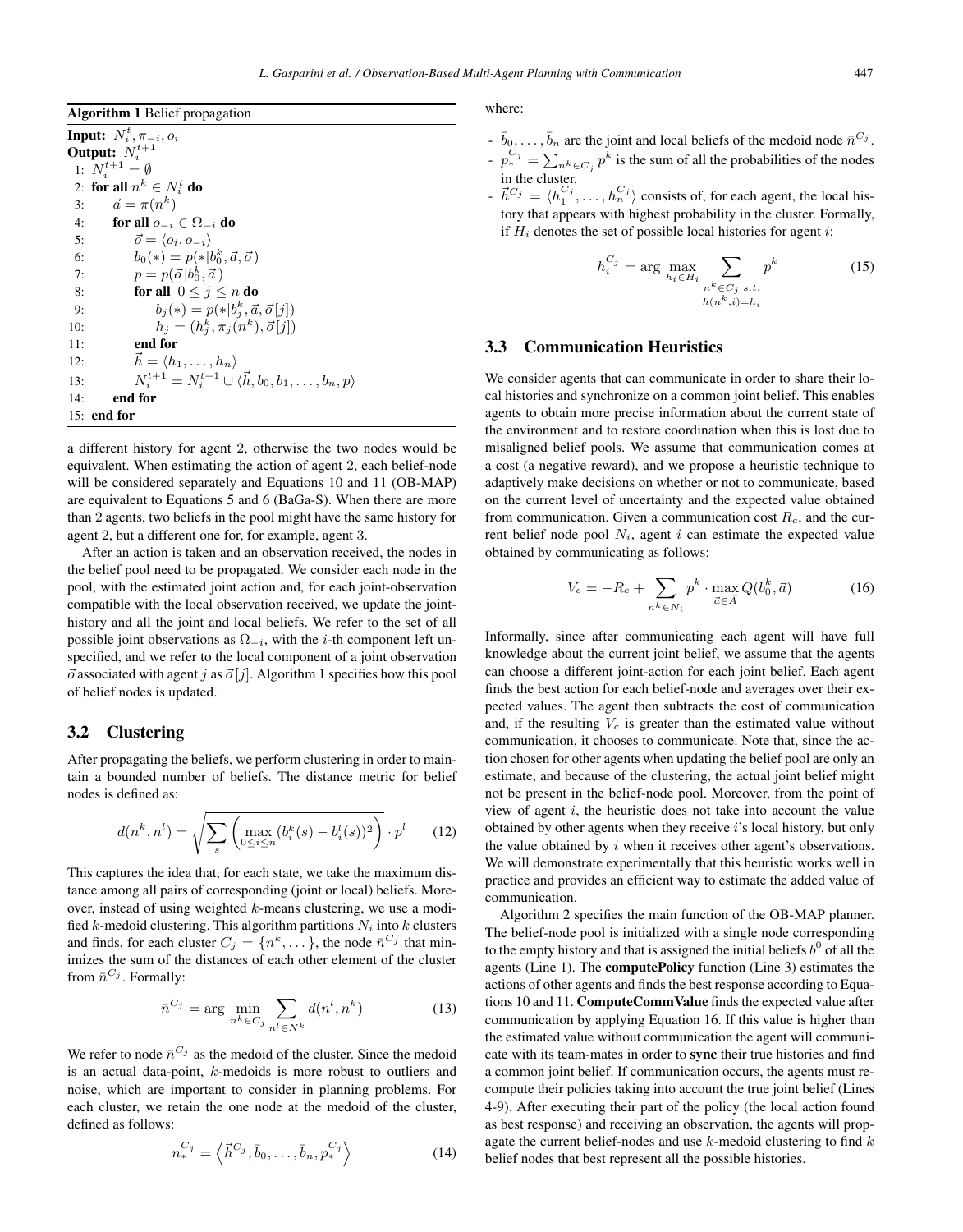**Algorithm 1** Belief propagation

```
Input: N_i^t, π_{-i}, o_i
Output: N_i^{t+1}
1: N_i^{t+1} = ∅
2: for all n^k ∈ N_i^t do
3:     a⃗ = π(n^k)
4:     for all o_{-i} ∈ Ω_{-i} do
5:         o⃗ = ⟨o_i, o_{-i}⟩
6:         b_0(*) = p(*|b_0^k, a⃗, o⃗)
7:         p = p(o⃗|b_0^k, a⃗)
8:         for all 0 ≤ j ≤ n do
9:             b_j(*) = p(*|b_j^k, a⃗, o⃗[j])
10:            h_j = (h_j^k, π_j(n^k), o⃗[j])
11:        end for
12:        h⃗ = ⟨h_1, ..., h_n⟩
13:        N_i^{t+1} = N_i^{t+1} ∪ ⟨h⃗, b_0, b_1, ..., b_n, p⟩
14:    end for
15: end for
```

a different history for agent 2, otherwise the two nodes would be equivalent. When estimating the action of agent 2, each belief-node will be considered separately and Equations 10 and 11 (OB-MAP) are equivalent to Equations 5 and 6 (BaGa-S). When there are more than 2 agents, two beliefs in the pool might have the same history for agent 2, but a different one for, for example, agent 3.

After an action is taken and an observation received, the nodes in the belief pool need to be propagated. We consider each node in the pool, with the estimated joint action and, for each joint-observation compatible with the local observation received, we update the joint-history and all the joint and local beliefs. We refer to the set of all possible joint observations as $\Omega_{-i}$, with the $i$-th component left unspecified, and we refer to the local component of a joint observation $\vec{o}$ associated with agent $j$ as $\vec{o}[j]$. Algorithm 1 specifies how this pool of belief nodes is updated.

### 3.2 Clustering

After propagating the beliefs, we perform clustering in order to maintain a bounded number of beliefs. The distance metric for belief nodes is defined as:

$$d(n^k, n^l) = \sqrt{\sum_s \left( \max_{0 \leq i \leq n} (b_i^k(s) - b_i^l(s))^2 \right)} \cdot p^l \tag{12}$$

This captures the idea that, for each state, we take the maximum distance among all pairs of corresponding (joint or local) beliefs. Moreover, instead of using weighted $k$-means clustering, we use a modified $k$-medoid clustering. This algorithm partitions $N_i$ into $k$ clusters and finds, for each cluster $C_j = \{n^k, \dots\}$, the node $\bar{n}^{C_j}$ that minimizes the sum of the distances of each other element of the cluster from $\bar{n}^{C_j}$. Formally:

$$\bar{n}^{C_j} = \arg \min_{n^k \in C_j} \sum_{n^l \in N^k} d(n^l, n^k) \tag{13}$$

We refer to node $\bar{n}^{C_j}$ as the medoid of the cluster. Since the medoid is an actual data-point, $k$-medoids is more robust to outliers and noise, which are important to consider in planning problems. For each cluster, we retain the one node at the medoid of the cluster, defined as follows:

$$n_*^{C_j} = \left\langle \vec{h}^{C_j}, \bar{b}_0, \dots, \bar{b}_n, p_*^{C_j} \right\rangle \tag{14}$$

where:

- $\bar{b}_0, \dots, \bar{b}_n$ are the joint and local beliefs of the medoid node $\bar{n}^{C_j}$.
- $p_*^{C_j} = \sum_{n^k \in C_j} p^k$ is the sum of all the probabilities of the nodes in the cluster.
- $\vec{h}^{C_j} = \langle h_1^{C_j}, \dots, h_n^{C_j} \rangle$ consists of, for each agent, the local history that appears with highest probability in the cluster. Formally, if $H_i$ denotes the set of possible local histories for agent $i$:

$$h_i^{C_j} = \arg \max_{h_i \in H_i} \sum_{\substack{n^k \in C_j \ s.t. \\ h(n^k, i) = h_i}} p^k \tag{15}$$

### 3.3 Communication Heuristics

We consider agents that can communicate in order to share their local histories and synchronize on a common joint belief. This enables agents to obtain more precise information about the current state of the environment and to restore coordination when this is lost due to misaligned belief pools. We assume that communication comes at a cost (a negative reward), and we propose a heuristic technique to adaptively make decisions on whether or not to communicate, based on the current level of uncertainty and the expected value obtained from communication. Given a communication cost $R_c$, and the current belief node pool $N_i$, agent $i$ can estimate the expected value obtained by communicating as follows:

$$V_c = -R_c + \sum_{n^k \in N_i} p^k \cdot \max_{\vec{a} \in \vec{A}} Q(b_0^k, \vec{a}) \tag{16}$$

Informally, since after communicating each agent will have full knowledge about the current joint belief, we assume that the agents can choose a different joint-action for each joint belief. Each agent finds the best action for each belief-node and averages over their expected values. The agent then subtracts the cost of communication and, if the resulting $V_c$ is greater than the estimated value without communication, it chooses to communicate. Note that, since the action chosen for other agents when updating the belief pool are only an estimate, and because of the clustering, the actual joint belief might not be present in the belief-node pool. Moreover, from the point of view of agent $i$, the heuristic does not take into account the value obtained by other agents when they receive $i$'s local history, but only the value obtained by $i$ when it receives other agent's observations. We will demonstrate experimentally that this heuristic works well in practice and provides an efficient way to estimate the added value of communication.

Algorithm 2 specifies the main function of the OB-MAP planner. The belief-node pool is initialized with a single node corresponding to the empty history and that is assigned the initial beliefs $b^0$ of all the agents (Line 1). The **computePolicy** function (Line 3) estimates the actions of other agents and finds the best response according to Equations 10 and 11. **ComputeCommValue** finds the expected value after communication by applying Equation 16. If this value is higher than the estimated value without communication the agent will communicate with its team-mates in order to **sync** their true histories and find a common joint belief. If communication occurs, the agents must recompute their policies taking into account the true joint belief (Lines 4-9). After executing their part of the policy (the local action found as best response) and receiving an observation, the agents will propagate the current belief-nodes and use $k$-medoid clustering to find $k$ belief nodes that best represent all the possible histories.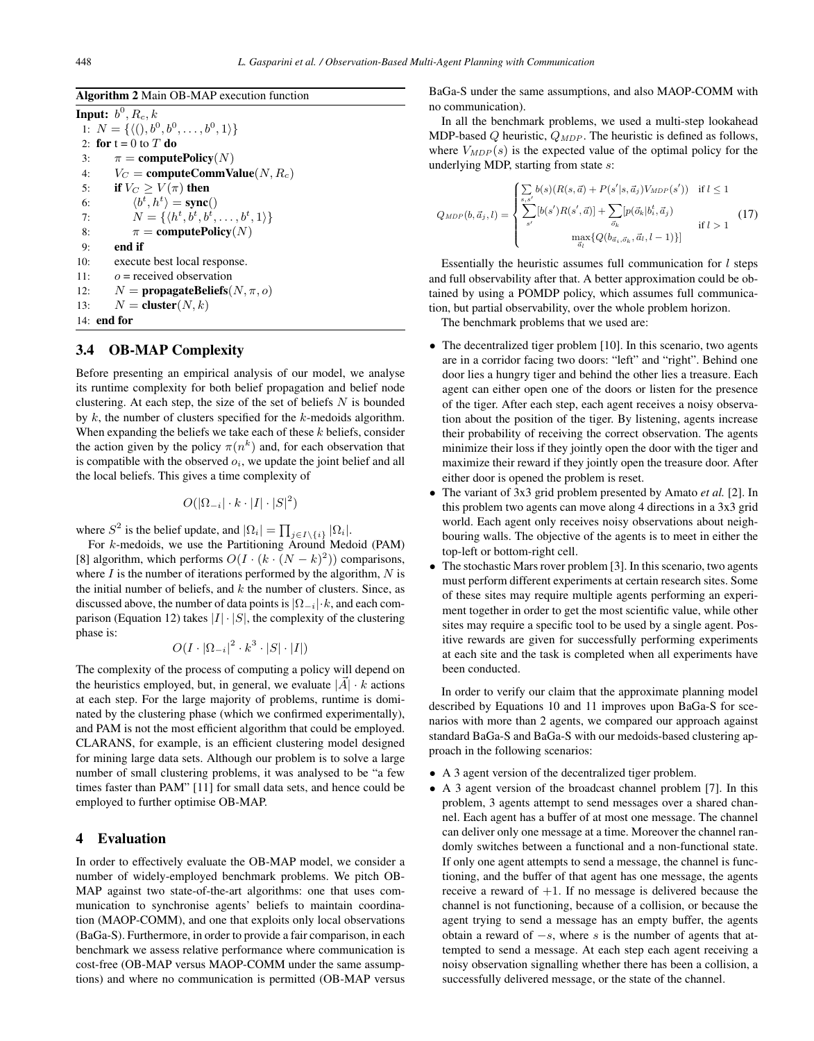**Algorithm 2** Main OB-MAP execution function

```
Input: b^0, R_c, k
 1: N = {⟨(), b^0, b^0, ..., b^0, 1⟩}
 2: for t = 0 to T do
 3:     π = computePolicy(N)
 4:     V_C = computeCommValue(N, R_c)
 5:     if V_C ≥ V(π) then
 6:         ⟨b^t, h^t⟩ = sync()
 7:         N = {⟨h^t, b^t, b^t, ..., b^t, 1⟩}
 8:         π = computePolicy(N)
 9:     end if
10:     execute best local response.
11:     o = received observation
12:     N = propagateBeliefs(N, π, o)
13:     N = cluster(N, k)
14: end for
```

### 3.4 OB-MAP Complexity

Before presenting an empirical analysis of our model, we analyse its runtime complexity for both belief propagation and belief node clustering. At each step, the size of the set of beliefs $N$ is bounded by $k$, the number of clusters specified for the $k$-medoids algorithm. When expanding the beliefs we take each of these $k$ beliefs, consider the action given by the policy $\pi(n^k)$ and, for each observation that is compatible with the observed $o_i$, we update the joint belief and all the local beliefs. This gives a time complexity of

$$O(|\Omega_{-i}| \cdot k \cdot |I| \cdot |S|^2)$$

where $S^2$ is the belief update, and $|\Omega_i| = \prod_{j \in I \setminus \{i\}} |\Omega_i|$.

For $k$-medoids, we use the Partitioning Around Medoid (PAM) [8] algorithm, which performs $O(I \cdot (k \cdot (N-k)^2))$ comparisons, where $I$ is the number of iterations performed by the algorithm, $N$ is the initial number of beliefs, and $k$ the number of clusters. Since, as discussed above, the number of data points is $|\Omega_{-i}| \cdot k$, and each comparison (Equation 12) takes $|I| \cdot |S|$, the complexity of the clustering phase is:

$$O(I \cdot |\Omega_{-i}|^2 \cdot k^3 \cdot |S| \cdot |I|)$$

The complexity of the process of computing a policy will depend on the heuristics employed, but, in general, we evaluate $|\vec{A}| \cdot k$ actions at each step. For the large majority of problems, runtime is dominated by the clustering phase (which we confirmed experimentally), and PAM is not the most efficient algorithm that could be employed. CLARANS, for example, is an efficient clustering model designed for mining large data sets. Although our problem is to solve a large number of small clustering problems, it was analysed to be "a few times faster than PAM" [11] for small data sets, and hence could be employed to further optimise OB-MAP.

## 4 Evaluation

In order to effectively evaluate the OB-MAP model, we consider a number of widely-employed benchmark problems. We pitch OB-MAP against two state-of-the-art algorithms: one that uses communication to synchronise agents' beliefs to maintain coordination (MAOP-COMM), and one that exploits only local observations (BaGa-S). Furthermore, in order to provide a fair comparison, in each benchmark we assess relative performance where communication is cost-free (OB-MAP versus MAOP-COMM under the same assumptions) and where no communication is permitted (OB-MAP versus BaGa-S under the same assumptions, and also MAOP-COMM with no communication).

In all the benchmark problems, we used a multi-step lookahead MDP-based $Q$ heuristic, $Q_{MDP}$. The heuristic is defined as follows, where $V_{MDP}(s)$ is the expected value of the optimal policy for the underlying MDP, starting from state $s$:

$$Q_{MDP}(b, \vec{a}_j, l) = \begin{cases} \sum_{s,s'} b(s)(R(s,\vec{a}) + P(s'|s,\vec{a}_j)V_{MDP}(s')) & \text{if } l \leq 1 \\ \sum_{s'}[b(s')R(s',\vec{a})] + \sum_{\vec{o}_k}[p(\vec{o}_k|b_i^t, \vec{a}_j) & \text{if } l > 1 \\ \quad \max_{\vec{a}_l}\{Q(b_{\vec{a}_i,\vec{o}_k}, \vec{a}_l, l-1)\}] & \end{cases} \tag{17}$$

Essentially the heuristic assumes full communication for $l$ steps and full observability after that. A better approximation could be obtained by using a POMDP policy, which assumes full communication, but partial observability, over the whole problem horizon.

The benchmark problems that we used are:

- The decentralized tiger problem [10]. In this scenario, two agents are in a corridor facing two doors: "left" and "right". Behind one door lies a hungry tiger and behind the other lies a treasure. Each agent can either open one of the doors or listen for the presence of the tiger. After each step, each agent receives a noisy observation about the position of the tiger. By listening, agents increase their probability of receiving the correct observation. The agents minimize their loss if they jointly open the door with the tiger and maximize their reward if they jointly open the treasure door. After either door is opened the problem is reset.
- The variant of 3x3 grid problem presented by Amato *et al.* [2]. In this problem two agents can move along 4 directions in a 3x3 grid world. Each agent only receives noisy observations about neighbouring walls. The objective of the agents is to meet in either the top-left or bottom-right cell.
- The stochastic Mars rover problem [3]. In this scenario, two agents must perform different experiments at certain research sites. Some of these sites may require multiple agents performing an experiment together in order to get the most scientific value, while other sites may require a specific tool to be used by a single agent. Positive rewards are given for successfully performing experiments at each site and the task is completed when all experiments have been conducted.

In order to verify our claim that the approximate planning model described by Equations 10 and 11 improves upon BaGa-S for scenarios with more than 2 agents, we compared our approach against standard BaGa-S and BaGa-S with our medoids-based clustering approach in the following scenarios:

- A 3 agent version of the decentralized tiger problem.
- A 3 agent version of the broadcast channel problem [7]. In this problem, 3 agents attempt to send messages over a shared channel. Each agent has a buffer of at most one message. The channel can deliver only one message at a time. Moreover the channel randomly switches between a functional and a non-functional state. If only one agent attempts to send a message, the channel is functioning, and the buffer of that agent has one message, the agents receive a reward of $+1$. If no message is delivered because the channel is not functioning, because of a collision, or because the agent trying to send a message has an empty buffer, the agents obtain a reward of $-s$, where $s$ is the number of agents that attempted to send a message. At each step each agent receiving a noisy observation signalling whether there has been a collision, a successfully delivered message, or the state of the channel.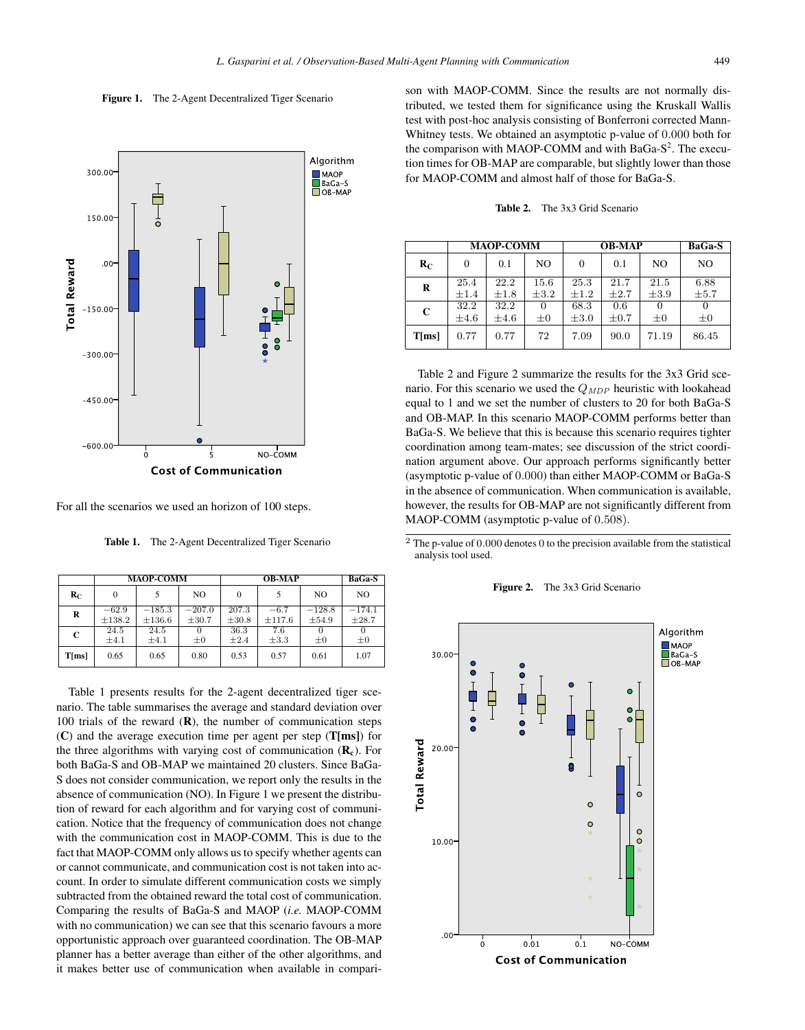**Figure 1.** The 2-Agent Decentralized Tiger Scenario

For all the scenarios we used an horizon of 100 steps.

**Table 1.** The 2-Agent Decentralized Tiger Scenario

| | MAOP-COMM | | | OB-MAP | | | BaGa-S |
|---|---|---|---|---|---|---|---|
| $\mathbf{R_C}$ | 0 | 5 | NO | 0 | 5 | NO | NO |
| **R** | $-62.9$ $\pm 138.2$ | $-185.3$ $\pm 136.6$ | $-207.0$ $\pm 30.7$ | $207.3$ $\pm 30.8$ | $-6.7$ $\pm 117.6$ | $-128.8$ $\pm 54.9$ | $-174.1$ $\pm 28.7$ |
| **C** | $24.5$ $\pm 4.1$ | $24.5$ $\pm 4.1$ | $0$ $\pm 0$ | $36.3$ $\pm 2.4$ | $7.6$ $\pm 3.3$ | $0$ $\pm 0$ | $0$ $\pm 0$ |
| **T[ms]** | 0.65 | 0.65 | 0.80 | 0.53 | 0.57 | 0.61 | 1.07 |

Table 1 presents results for the 2-agent decentralized tiger scenario. The table summarises the average and standard deviation over 100 trials of the reward (**R**), the number of communication steps (**C**) and the average execution time per agent per step (**T[ms]**) for the three algorithms with varying cost of communication ($\mathbf{R_c}$). For both BaGa-S and OB-MAP we maintained 20 clusters. Since BaGa-S does not consider communication, we report only the results in the absence of communication (NO). In Figure 1 we present the distribution of reward for each algorithm and for varying cost of communication. Notice that the frequency of communication does not change with the communication cost in MAOP-COMM. This is due to the fact that MAOP-COMM only allows us to specify whether agents can or cannot communicate, and communication cost is not taken into account. In order to simulate different communication costs we simply subtracted from the obtained reward the total cost of communication. Comparing the results of BaGa-S and MAOP (*i.e.* MAOP-COMM with no communication) we can see that this scenario favours a more opportunistic approach over guaranteed coordination. The OB-MAP planner has a better average than either of the other algorithms, and it makes better use of communication when available in comparison with MAOP-COMM. Since the results are not normally distributed, we tested them for significance using the Kruskall Wallis test with post-hoc analysis consisting of Bonferroni corrected Mann-Whitney tests. We obtained an asymptotic p-value of $0.000$ both for the comparison with MAOP-COMM and with BaGa-S[2]. The execution times for OB-MAP are comparable, but slightly lower than those for MAOP-COMM and almost half of those for BaGa-S.

**Table 2.** The 3x3 Grid Scenario

| | MAOP-COMM | | | OB-MAP | | | BaGa-S |
|---|---|---|---|---|---|---|---|
| $\mathbf{R_C}$ | 0 | 0.1 | NO | 0 | 0.1 | NO | NO |
| **R** | $25.4$ $\pm 1.4$ | $22.2$ $\pm 1.8$ | $15.6$ $\pm 3.2$ | $25.3$ $\pm 1.2$ | $21.7$ $\pm 2.7$ | $21.5$ $\pm 3.9$ | $6.88$ $\pm 5.7$ |
| **C** | $32.2$ $\pm 4.6$ | $32.2$ $\pm 4.6$ | $0$ $\pm 0$ | $68.3$ $\pm 3.0$ | $0.6$ $\pm 0.7$ | $0$ $\pm 0$ | $0$ $\pm 0$ |
| **T[ms]** | 0.77 | 0.77 | 72 | 7.09 | 90.0 | 71.19 | 86.45 |

Table 2 and Figure 2 summarize the results for the 3x3 Grid scenario. For this scenario we used the $Q_{MDP}$ heuristic with lookahead equal to 1 and we set the number of clusters to 20 for both BaGa-S and OB-MAP. In this scenario MAOP-COMM performs better than BaGa-S. We believe that this is because this scenario requires tighter coordination among team-mates; see discussion of the strict coordination argument above. Our approach performs significantly better (asymptotic p-value of $0.000$) than either MAOP-COMM or BaGa-S in the absence of communication. When communication is available, however, the results for OB-MAP are not significantly different from MAOP-COMM (asymptotic p-value of $0.508$).

[2] The p-value of $0.000$ denotes 0 to the precision available from the statistical analysis tool used.

**Figure 2.** The 3x3 Grid Scenario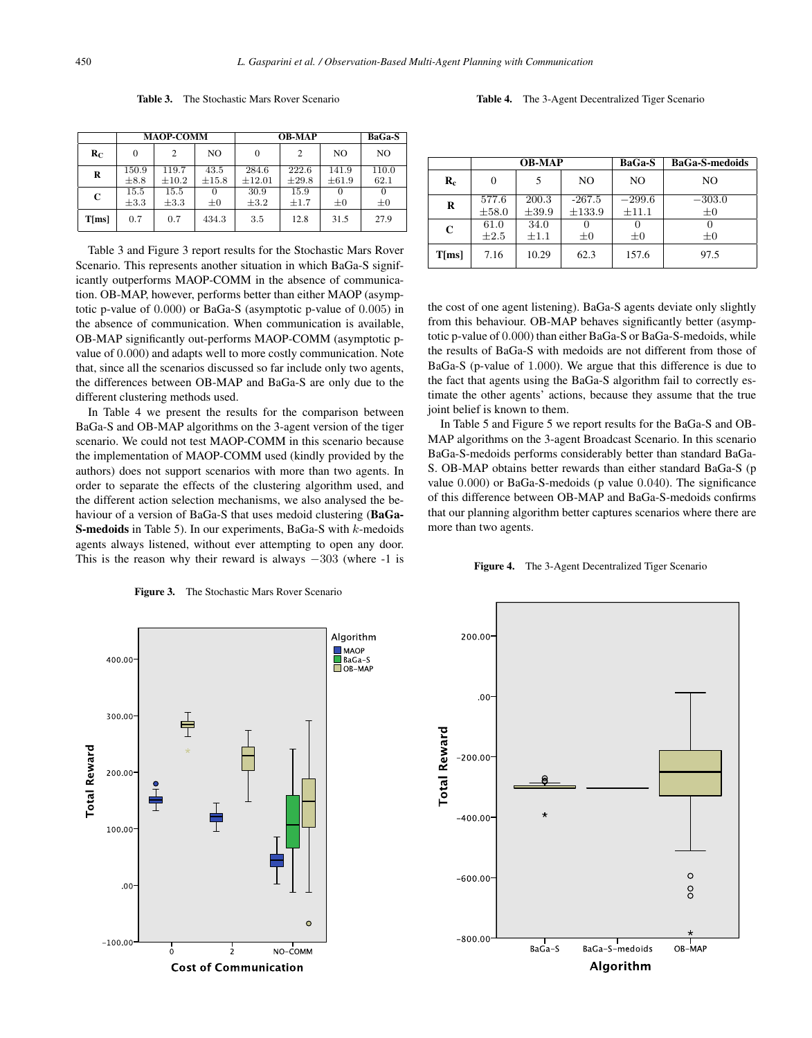**Table 3.** The Stochastic Mars Rover Scenario

| | MAOP-COMM | | | OB-MAP | | | BaGa-S |
|---|---|---|---|---|---|---|---|
| $\mathbf{R_C}$ | 0 | 2 | NO | 0 | 2 | NO | NO |
| **R** | 150.9 $\pm 8.8$ | 119.7 $\pm 10.2$ | 43.5 $\pm 15.8$ | 284.6 $\pm 12.01$ | 222.6 $\pm 29.8$ | 141.9 $\pm 61.9$ | 110.0 62.1 |
| **C** | 15.5 $\pm 3.3$ | 15.5 $\pm 3.3$ | 0 $\pm 0$ | 30.9 $\pm 3.2$ | 15.9 $\pm 1.7$ | 0 $\pm 0$ | 0 $\pm 0$ |
| **T[ms]** | 0.7 | 0.7 | 434.3 | 3.5 | 12.8 | 31.5 | 27.9 |

Table 3 and Figure 3 report results for the Stochastic Mars Rover Scenario. This represents another situation in which BaGa-S significantly outperforms MAOP-COMM in the absence of communication. OB-MAP, however, performs better than either MAOP (asymptotic p-value of 0.000) or BaGa-S (asymptotic p-value of 0.005) in the absence of communication. When communication is available, OB-MAP significantly out-performs MAOP-COMM (asymptotic p-value of 0.000) and adapts well to more costly communication. Note that, since all the scenarios discussed so far include only two agents, the differences between OB-MAP and BaGa-S are only due to the different clustering methods used.

In Table 4 we present the results for the comparison between BaGa-S and OB-MAP algorithms on the 3-agent version of the tiger scenario. We could not test MAOP-COMM in this scenario because the implementation of MAOP-COMM used (kindly provided by the authors) does not support scenarios with more than two agents. In order to separate the effects of the clustering algorithm used, and the different action selection mechanisms, we also analysed the behaviour of a version of BaGa-S that uses medoid clustering (**BaGa-S-medoids** in Table 5). In our experiments, BaGa-S with $k$-medoids agents always listened, without ever attempting to open any door. This is the reason why their reward is always $-303$ (where -1 is the cost of one agent listening). BaGa-S agents deviate only slightly from this behaviour. OB-MAP behaves significantly better (asymptotic p-value of 0.000) than either BaGa-S or BaGa-S-medoids, while the results of BaGa-S with medoids are not different from those of BaGa-S (p-value of 1.000). We argue that this difference is due to the fact that agents using the BaGa-S algorithm fail to correctly estimate the other agents' actions, because they assume that the true joint belief is known to them.

Figure 3. The Stochastic Mars Rover Scenario

**Table 4.** The 3-Agent Decentralized Tiger Scenario

| | OB-MAP | | | BaGa-S | BaGa-S-medoids |
|---|---|---|---|---|---|
| $\mathbf{R_c}$ | 0 | 5 | NO | NO | NO |
| **R** | 577.6 $\pm 58.0$ | 200.3 $\pm 39.9$ | -267.5 $\pm 133.9$ | $-299.6$ $\pm 11.1$ | $-303.0$ $\pm 0$ |
| **C** | 61.0 $\pm 2.5$ | 34.0 $\pm 1.1$ | 0 $\pm 0$ | 0 $\pm 0$ | 0 $\pm 0$ |
| **T[ms]** | 7.16 | 10.29 | 62.3 | 157.6 | 97.5 |

In Table 5 and Figure 5 we report results for the BaGa-S and OB-MAP algorithms on the 3-agent Broadcast Scenario. In this scenario BaGa-S-medoids performs considerably better than standard BaGa-S. OB-MAP obtains better rewards than either standard BaGa-S (p value 0.000) or BaGa-S-medoids (p value 0.040). The significance of this difference between OB-MAP and BaGa-S-medoids confirms that our planning algorithm better captures scenarios where there are more than two agents.

Figure 4. The 3-Agent Decentralized Tiger Scenario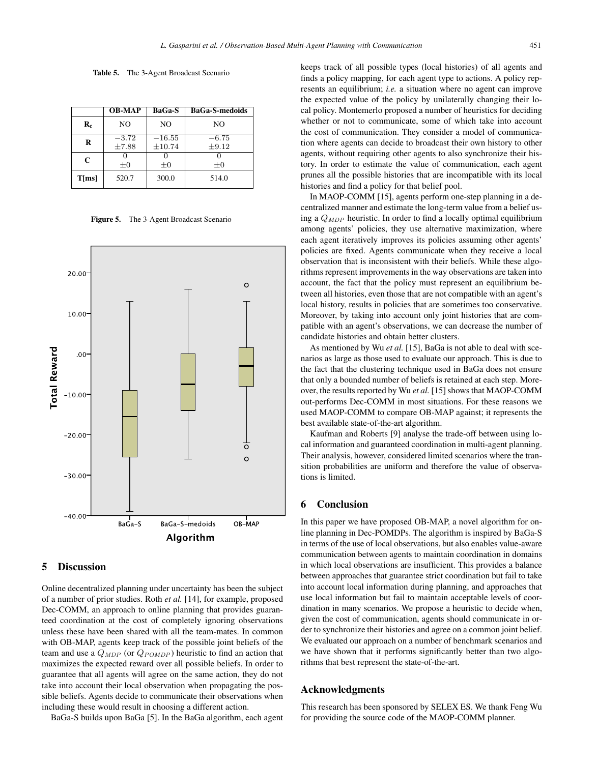**Table 5.** The 3-Agent Broadcast Scenario

| | OB-MAP | BaGa-S | BaGa-S-medoids |
|---|---|---|---|
| $\mathbf{R_c}$ | NO | NO | NO |
| **R** | $-3.72$ $\pm 7.88$ | $-16.55$ $\pm 10.74$ | $-6.75$ $\pm 9.12$ |
| **C** | $0$ $\pm 0$ | $0$ $\pm 0$ | $0$ $\pm 0$ |
| **T[ms]** | 520.7 | 300.0 | 514.0 |

**Figure 5.** The 3-Agent Broadcast Scenario

## 5 Discussion

Online decentralized planning under uncertainty has been the subject of a number of prior studies. Roth *et al.* [14], for example, proposed Dec-COMM, an approach to online planning that provides guaranteed coordination at the cost of completely ignoring observations unless these have been shared with all the team-mates. In common with OB-MAP, agents keep track of the possible joint beliefs of the team and use a $Q_{MDP}$ (or $Q_{POMDP}$) heuristic to find an action that maximizes the expected reward over all possible beliefs. In order to guarantee that all agents will agree on the same action, they do not take into account their local observation when propagating the possible beliefs. Agents decide to communicate their observations when including these would result in choosing a different action.

BaGa-S builds upon BaGa [5]. In the BaGa algorithm, each agent keeps track of all possible types (local histories) of all agents and finds a policy mapping, for each agent type to actions. A policy represents an equilibrium; *i.e.* a situation where no agent can improve the expected value of the policy by unilaterally changing their local policy. Montemerlo proposed a number of heuristics for deciding whether or not to communicate, some of which take into account the cost of communication. They consider a model of communication where agents can decide to broadcast their own history to other agents, without requiring other agents to also synchronize their history. In order to estimate the value of communication, each agent prunes all the possible histories that are incompatible with its local histories and find a policy for that belief pool.

In MAOP-COMM [15], agents perform one-step planning in a decentralized manner and estimate the long-term value from a belief using a $Q_{MDP}$ heuristic. In order to find a locally optimal equilibrium among agents' policies, they use alternative maximization, where each agent iteratively improves its policies assuming other agents' policies are fixed. Agents communicate when they receive a local observation that is inconsistent with their beliefs. While these algorithms represent improvements in the way observations are taken into account, the fact that the policy must represent an equilibrium between all histories, even those that are not compatible with an agent's local history, results in policies that are sometimes too conservative. Moreover, by taking into account only joint histories that are compatible with an agent's observations, we can decrease the number of candidate histories and obtain better clusters.

As mentioned by Wu *et al.* [15], BaGa is not able to deal with scenarios as large as those used to evaluate our approach. This is due to the fact that the clustering technique used in BaGa does not ensure that only a bounded number of beliefs is retained at each step. Moreover, the results reported by Wu *et al.* [15] shows that MAOP-COMM out-performs Dec-COMM in most situations. For these reasons we used MAOP-COMM to compare OB-MAP against; it represents the best available state-of-the-art algorithm.

Kaufman and Roberts [9] analyse the trade-off between using local information and guaranteed coordination in multi-agent planning. Their analysis, however, considered limited scenarios where the transition probabilities are uniform and therefore the value of observations is limited.

## 6 Conclusion

In this paper we have proposed OB-MAP, a novel algorithm for online planning in Dec-POMDPs. The algorithm is inspired by BaGa-S in terms of the use of local observations, but also enables value-aware communication between agents to maintain coordination in domains in which local observations are insufficient. This provides a balance between approaches that guarantee strict coordination but fail to take into account local information during planning, and approaches that use local information but fail to maintain acceptable levels of coordination in many scenarios. We propose a heuristic to decide when, given the cost of communication, agents should communicate in order to synchronize their histories and agree on a common joint belief. We evaluated our approach on a number of benchmark scenarios and we have shown that it performs significantly better than two algorithms that best represent the state-of-the-art.

## Acknowledgments

This research has been sponsored by SELEX ES. We thank Feng Wu for providing the source code of the MAOP-COMM planner.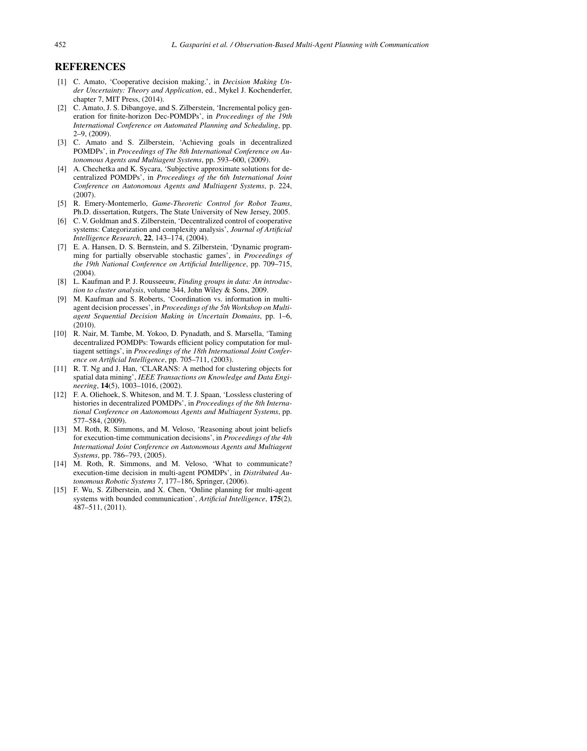## REFERENCES

[1] C. Amato, 'Cooperative decision making.', in *Decision Making Under Uncertainty: Theory and Application*, ed., Mykel J. Kochenderfer, chapter 7, MIT Press, (2014).

[2] C. Amato, J. S. Dibangoye, and S. Zilberstein, 'Incremental policy generation for finite-horizon Dec-POMDPs', in *Proceedings of the 19th International Conference on Automated Planning and Scheduling*, pp. 2–9, (2009).

[3] C. Amato and S. Zilberstein, 'Achieving goals in decentralized POMDPs', in *Proceedings of The 8th International Conference on Autonomous Agents and Multiagent Systems*, pp. 593–600, (2009).

[4] A. Chechetka and K. Sycara, 'Subjective approximate solutions for decentralized POMDPs', in *Proceedings of the 6th International Joint Conference on Autonomous Agents and Multiagent Systems*, p. 224, (2007).

[5] R. Emery-Montemerlo, *Game-Theoretic Control for Robot Teams*, Ph.D. dissertation, Rutgers, The State University of New Jersey, 2005.

[6] C. V. Goldman and S. Zilberstein, 'Decentralized control of cooperative systems: Categorization and complexity analysis', *Journal of Artificial Intelligence Research*, **22**, 143–174, (2004).

[7] E. A. Hansen, D. S. Bernstein, and S. Zilberstein, 'Dynamic programming for partially observable stochastic games', in *Proceedings of the 19th National Conference on Artificial Intelligence*, pp. 709–715, (2004).

[8] L. Kaufman and P. J. Rousseeuw, *Finding groups in data: An introduction to cluster analysis*, volume 344, John Wiley & Sons, 2009.

[9] M. Kaufman and S. Roberts, 'Coordination vs. information in multiagent decision processes', in *Proceedings of the 5th Workshop on Multiagent Sequential Decision Making in Uncertain Domains*, pp. 1–6, (2010).

[10] R. Nair, M. Tambe, M. Yokoo, D. Pynadath, and S. Marsella, 'Taming decentralized POMDPs: Towards efficient policy computation for multiagent settings', in *Proceedings of the 18th International Joint Conference on Artificial Intelligence*, pp. 705–711, (2003).

[11] R. T. Ng and J. Han, 'CLARANS: A method for clustering objects for spatial data mining', *IEEE Transactions on Knowledge and Data Engineering*, **14**(5), 1003–1016, (2002).

[12] F. A. Oliehoek, S. Whiteson, and M. T. J. Spaan, 'Lossless clustering of histories in decentralized POMDPs', in *Proceedings of the 8th International Conference on Autonomous Agents and Multiagent Systems*, pp. 577–584, (2009).

[13] M. Roth, R. Simmons, and M. Veloso, 'Reasoning about joint beliefs for execution-time communication decisions', in *Proceedings of the 4th International Joint Conference on Autonomous Agents and Multiagent Systems*, pp. 786–793, (2005).

[14] M. Roth, R. Simmons, and M. Veloso, 'What to communicate? execution-time decision in multi-agent POMDPs', in *Distributed Autonomous Robotic Systems 7*, 177–186, Springer, (2006).

[15] F. Wu, S. Zilberstein, and X. Chen, 'Online planning for multi-agent systems with bounded communication', *Artificial Intelligence*, **175**(2), 487–511, (2011).